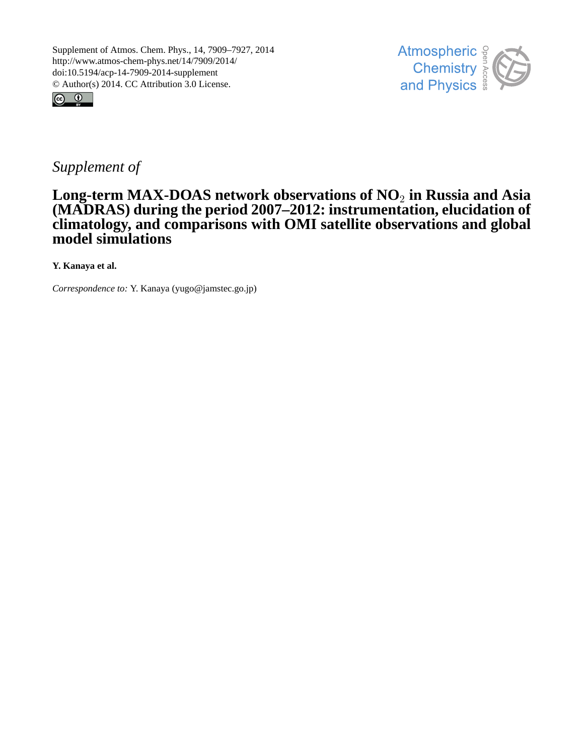Supplement of Atmos. Chem. Phys., 14, 7909–7927, 2014
http://www.atmos-chem-phys.net/14/7909/2014/
doi:10.5194/acp-14-7909-2014-supplement
© Author(s) 2014. CC Attribution 3.0 License.

*Supplement of*

# Long-term MAX-DOAS network observations of $NO_2$ in Russia and Asia (MADRAS) during the period 2007–2012: instrumentation, elucidation of climatology, and comparisons with OMI satellite observations and global model simulations

**Y. Kanaya et al.**

*Correspondence to:* Y. Kanaya (yugo@jamstec.go.jp)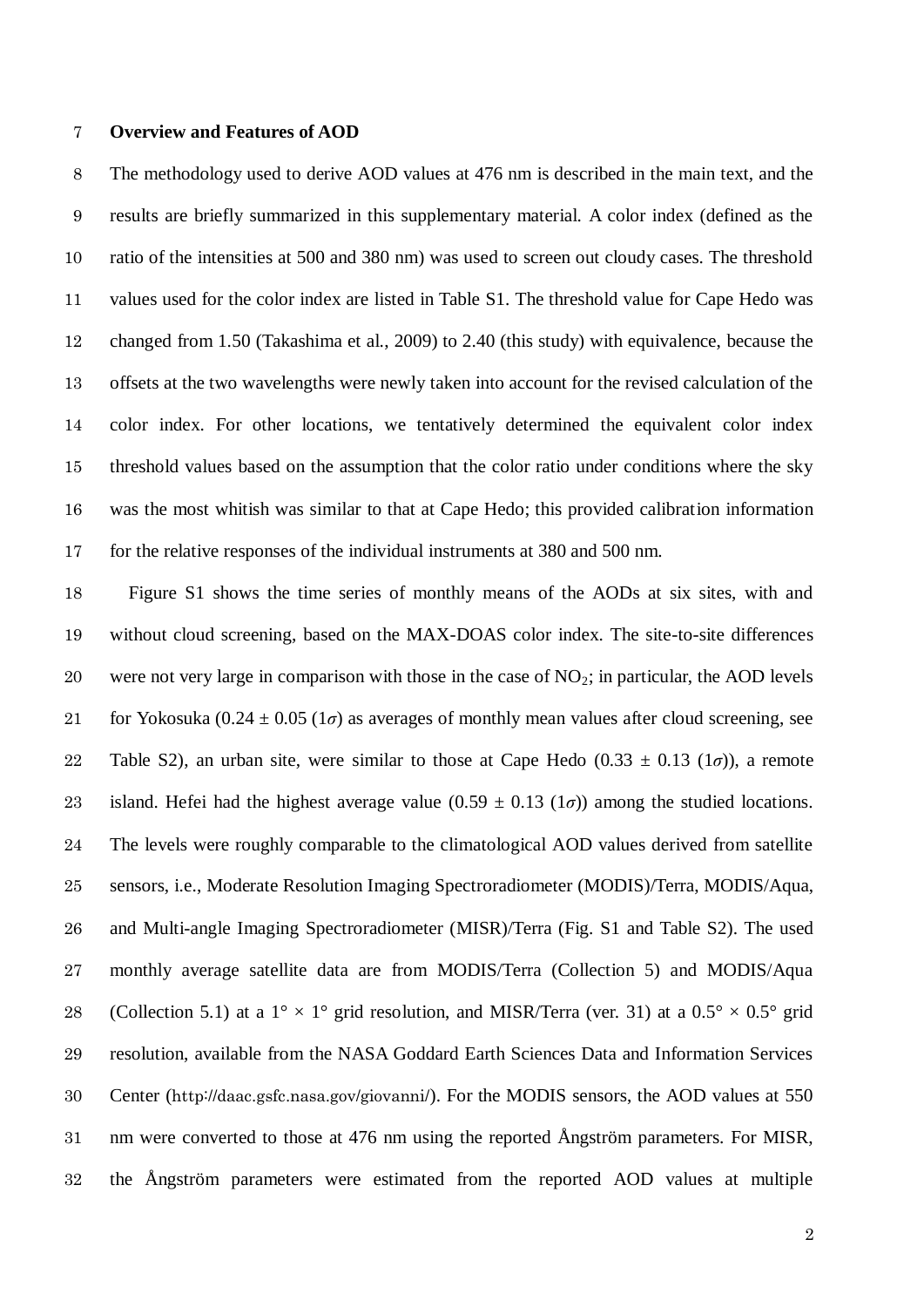**Overview and Features of AOD**

The methodology used to derive AOD values at 476 nm is described in the main text, and the results are briefly summarized in this supplementary material. A color index (defined as the ratio of the intensities at 500 and 380 nm) was used to screen out cloudy cases. The threshold values used for the color index are listed in Table S1. The threshold value for Cape Hedo was changed from 1.50 (Takashima et al., 2009) to 2.40 (this study) with equivalence, because the offsets at the two wavelengths were newly taken into account for the revised calculation of the color index. For other locations, we tentatively determined the equivalent color index threshold values based on the assumption that the color ratio under conditions where the sky was the most whitish was similar to that at Cape Hedo; this provided calibration information for the relative responses of the individual instruments at 380 and 500 nm.

Figure S1 shows the time series of monthly means of the AODs at six sites, with and without cloud screening, based on the MAX-DOAS color index. The site-to-site differences were not very large in comparison with those in the case of $NO_2$; in particular, the AOD levels for Yokosuka ($0.24 \pm 0.05$ ($1\sigma$) as averages of monthly mean values after cloud screening, see Table S2), an urban site, were similar to those at Cape Hedo ($0.33 \pm 0.13$ ($1\sigma$)), a remote island. Hefei had the highest average value ($0.59 \pm 0.13$ ($1\sigma$)) among the studied locations. The levels were roughly comparable to the climatological AOD values derived from satellite sensors, i.e., Moderate Resolution Imaging Spectroradiometer (MODIS)/Terra, MODIS/Aqua, and Multi-angle Imaging Spectroradiometer (MISR)/Terra (Fig. S1 and Table S2). The used monthly average satellite data are from MODIS/Terra (Collection 5) and MODIS/Aqua (Collection 5.1) at a $1° \times 1°$ grid resolution, and MISR/Terra (ver. 31) at a $0.5° \times 0.5°$ grid resolution, available from the NASA Goddard Earth Sciences Data and Information Services Center (http://daac.gsfc.nasa.gov/giovanni/). For the MODIS sensors, the AOD values at 550 nm were converted to those at 476 nm using the reported Ångström parameters. For MISR, the Ångström parameters were estimated from the reported AOD values at multiple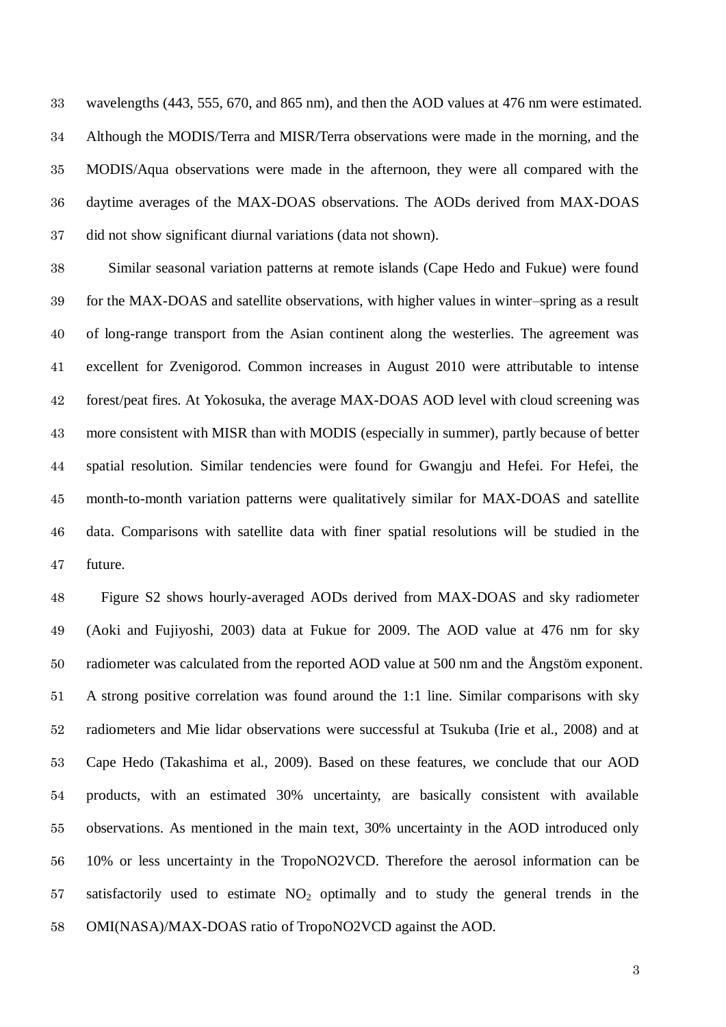wavelengths (443, 555, 670, and 865 nm), and then the AOD values at 476 nm were estimated. Although the MODIS/Terra and MISR/Terra observations were made in the morning, and the MODIS/Aqua observations were made in the afternoon, they were all compared with the daytime averages of the MAX-DOAS observations. The AODs derived from MAX-DOAS did not show significant diurnal variations (data not shown).

Similar seasonal variation patterns at remote islands (Cape Hedo and Fukue) were found for the MAX-DOAS and satellite observations, with higher values in winter–spring as a result of long-range transport from the Asian continent along the westerlies. The agreement was excellent for Zvenigorod. Common increases in August 2010 were attributable to intense forest/peat fires. At Yokosuka, the average MAX-DOAS AOD level with cloud screening was more consistent with MISR than with MODIS (especially in summer), partly because of better spatial resolution. Similar tendencies were found for Gwangju and Hefei. For Hefei, the month-to-month variation patterns were qualitatively similar for MAX-DOAS and satellite data. Comparisons with satellite data with finer spatial resolutions will be studied in the future.

Figure S2 shows hourly-averaged AODs derived from MAX-DOAS and sky radiometer (Aoki and Fujiyoshi, 2003) data at Fukue for 2009. The AOD value at 476 nm for sky radiometer was calculated from the reported AOD value at 500 nm and the Ångstöm exponent. A strong positive correlation was found around the 1:1 line. Similar comparisons with sky radiometers and Mie lidar observations were successful at Tsukuba (Irie et al., 2008) and at Cape Hedo (Takashima et al., 2009). Based on these features, we conclude that our AOD products, with an estimated 30% uncertainty, are basically consistent with available observations. As mentioned in the main text, 30% uncertainty in the AOD introduced only 10% or less uncertainty in the TropoNO2VCD. Therefore the aerosol information can be satisfactorily used to estimate $NO_2$ optimally and to study the general trends in the OMI(NASA)/MAX-DOAS ratio of TropoNO2VCD against the AOD.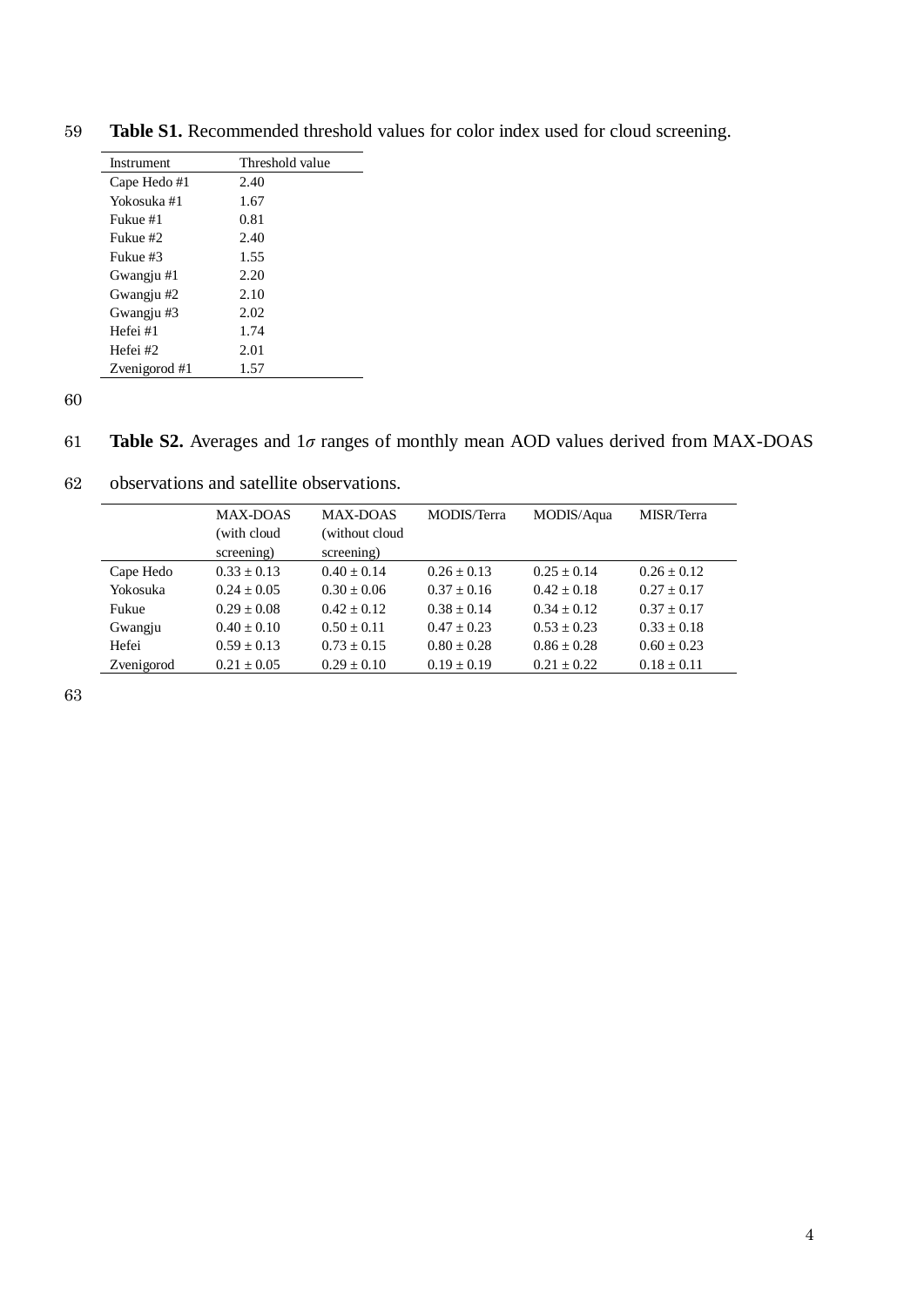**Table S1.** Recommended threshold values for color index used for cloud screening.

| Instrument | Threshold value |
| --- | --- |
| Cape Hedo #1 | 2.40 |
| Yokosuka #1 | 1.67 |
| Fukue #1 | 0.81 |
| Fukue #2 | 2.40 |
| Fukue #3 | 1.55 |
| Gwangju #1 | 2.20 |
| Gwangju #2 | 2.10 |
| Gwangju #3 | 2.02 |
| Hefei #1 | 1.74 |
| Hefei #2 | 2.01 |
| Zvenigorod #1 | 1.57 |

**Table S2.** Averages and 1$\sigma$ ranges of monthly mean AOD values derived from MAX-DOAS observations and satellite observations.

| | MAX-DOAS (with cloud screening) | MAX-DOAS (without cloud screening) | MODIS/Terra | MODIS/Aqua | MISR/Terra |
| --- | --- | --- | --- | --- | --- |
| Cape Hedo | 0.33 ± 0.13 | 0.40 ± 0.14 | 0.26 ± 0.13 | 0.25 ± 0.14 | 0.26 ± 0.12 |
| Yokosuka | 0.24 ± 0.05 | 0.30 ± 0.06 | 0.37 ± 0.16 | 0.42 ± 0.18 | 0.27 ± 0.17 |
| Fukue | 0.29 ± 0.08 | 0.42 ± 0.12 | 0.38 ± 0.14 | 0.34 ± 0.12 | 0.37 ± 0.17 |
| Gwangju | 0.40 ± 0.10 | 0.50 ± 0.11 | 0.47 ± 0.23 | 0.53 ± 0.23 | 0.33 ± 0.18 |
| Hefei | 0.59 ± 0.13 | 0.73 ± 0.15 | 0.80 ± 0.28 | 0.86 ± 0.28 | 0.60 ± 0.23 |
| Zvenigorod | 0.21 ± 0.05 | 0.29 ± 0.10 | 0.19 ± 0.19 | 0.21 ± 0.22 | 0.18 ± 0.11 |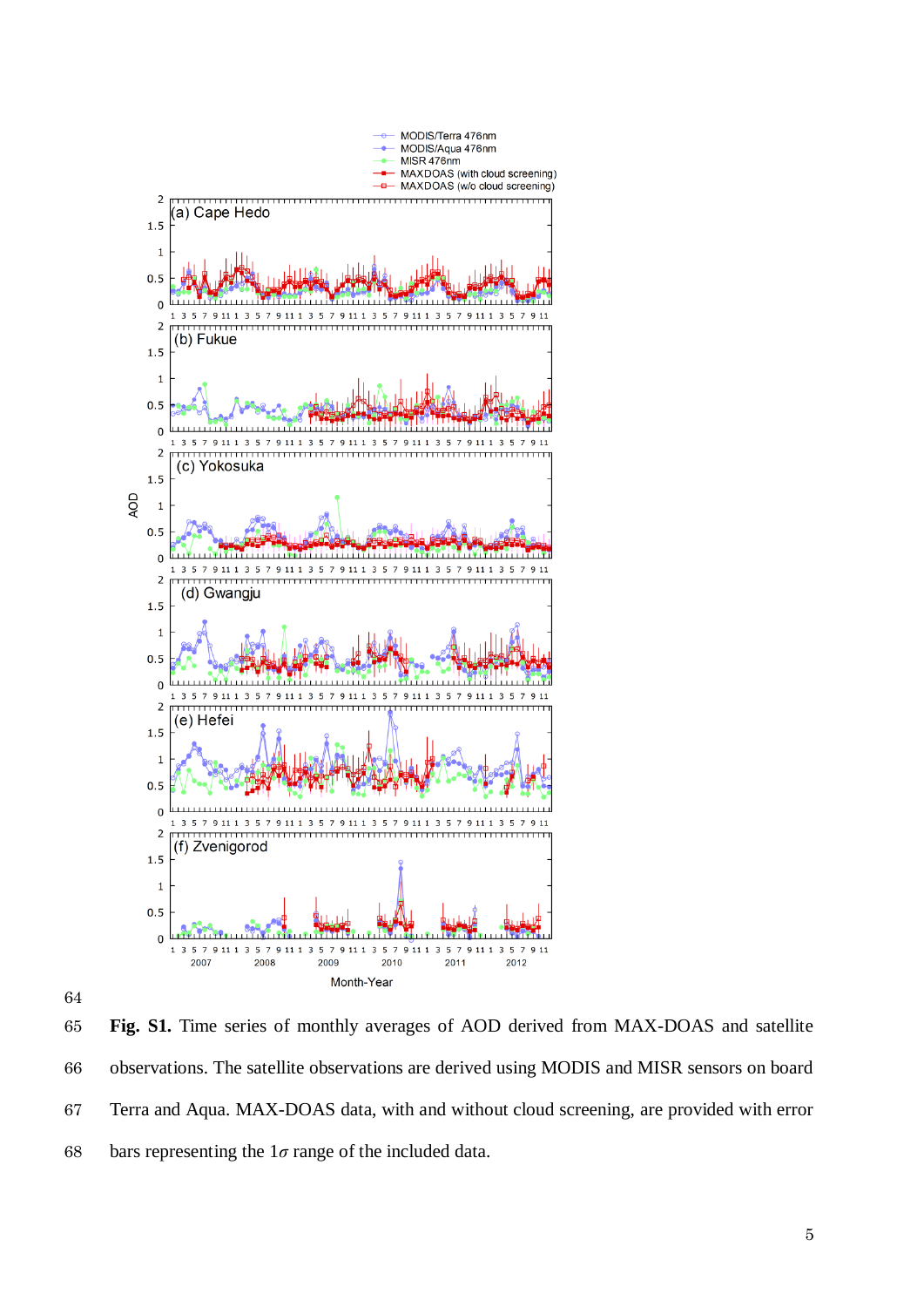MODIS/Terra 476nm
MODIS/Aqua 476nm
MISR 476nm
MAXDOAS (with cloud screening)
MAXDOAS (w/o cloud screening)

(a) Cape Hedo

(b) Fukue

(c) Yokosuka

(d) Gwangju

(e) Hefei

(f) Zvenigorod

AOD

0
0.5
1
1.5
2

1 3 5 7 9 11 1 3 5 7 9 11 1 3 5 7 9 11 1 3 5 7 9 11 1 3 5 7 9 11 1 3 5 7 9 11

2007 2008 2009 2010 2011 2012

Month-Year

**Fig. S1.** Time series of monthly averages of AOD derived from MAX-DOAS and satellite observations. The satellite observations are derived using MODIS and MISR sensors on board Terra and Aqua. MAX-DOAS data, with and without cloud screening, are provided with error bars representing the $1\sigma$ range of the included data.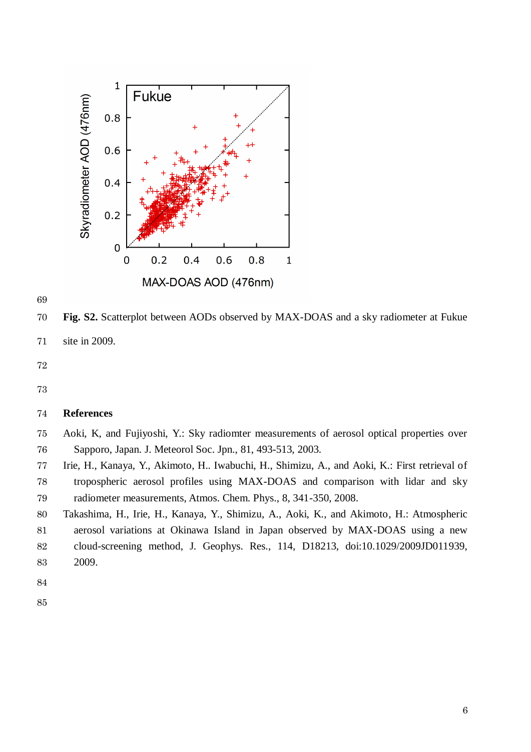Fukue

Skyradiometer AOD (476nm)

1
0.8
0.6
0.4
0.2
0

0 0.2 0.4 0.6 0.8 1

MAX-DOAS AOD (476nm)

**Fig. S2.** Scatterplot between AODs observed by MAX-DOAS and a sky radiometer at Fukue site in 2009.

## References

Aoki, K, and Fujiyoshi, Y.: Sky radiomter measurements of aerosol optical properties over Sapporo, Japan. J. Meteorol Soc. Jpn., 81, 493-513, 2003.

Irie, H., Kanaya, Y., Akimoto, H.. Iwabuchi, H., Shimizu, A., and Aoki, K.: First retrieval of tropospheric aerosol profiles using MAX-DOAS and comparison with lidar and sky radiometer measurements, Atmos. Chem. Phys., 8, 341-350, 2008.

Takashima, H., Irie, H., Kanaya, Y., Shimizu, A., Aoki, K., and Akimoto, H.: Atmospheric aerosol variations at Okinawa Island in Japan observed by MAX-DOAS using a new cloud-screening method, J. Geophys. Res., 114, D18213, doi:10.1029/2009JD011939, 2009.